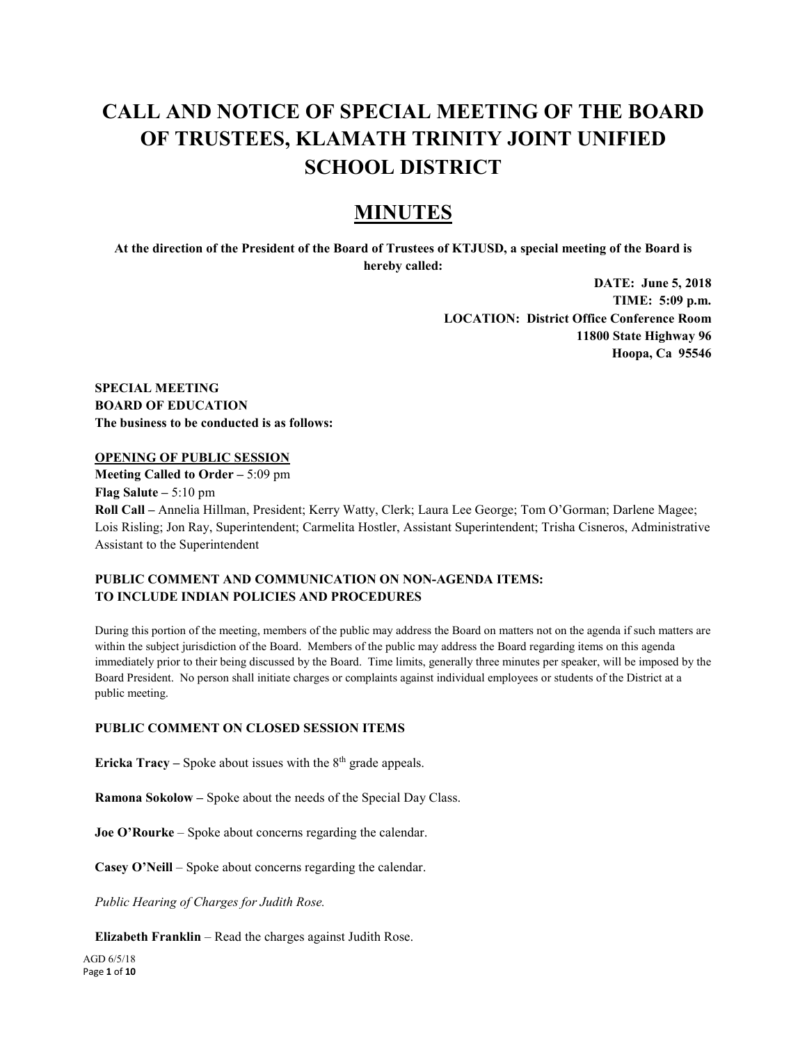# CALL AND NOTICE OF SPECIAL MEETING OF THE BOARD OF TRUSTEES, KLAMATH TRINITY JOINT UNIFIED SCHOOL DISTRICT

## MINUTES

**At the direction of the President of the Board of Trustees of KTJUSD, a special meeting of the Board is hereby called:**

**DATE: June 5, 2018**
**TIME: 5:09 p.m.**
**LOCATION: District Office Conference Room**
**11800 State Highway 96**
**Hoopa, Ca 95546**

**SPECIAL MEETING**
**BOARD OF EDUCATION**
**The business to be conducted is as follows:**

**<u>OPENING OF PUBLIC SESSION</u>**

**Meeting Called to Order –** 5:09 pm
**Flag Salute –** 5:10 pm
**Roll Call –** Annelia Hillman, President; Kerry Watty, Clerk; Laura Lee George; Tom O'Gorman; Darlene Magee; Lois Risling; Jon Ray, Superintendent; Carmelita Hostler, Assistant Superintendent; Trisha Cisneros, Administrative Assistant to the Superintendent

**PUBLIC COMMENT AND COMMUNICATION ON NON-AGENDA ITEMS: TO INCLUDE INDIAN POLICIES AND PROCEDURES**

During this portion of the meeting, members of the public may address the Board on matters not on the agenda if such matters are within the subject jurisdiction of the Board. Members of the public may address the Board regarding items on this agenda immediately prior to their being discussed by the Board. Time limits, generally three minutes per speaker, will be imposed by the Board President. No person shall initiate charges or complaints against individual employees or students of the District at a public meeting.

**PUBLIC COMMENT ON CLOSED SESSION ITEMS**

**Ericka Tracy –** Spoke about issues with the 8th grade appeals.

**Ramona Sokolow –** Spoke about the needs of the Special Day Class.

**Joe O'Rourke** – Spoke about concerns regarding the calendar.

**Casey O'Neill** – Spoke about concerns regarding the calendar.

*Public Hearing of Charges for Judith Rose.*

**Elizabeth Franklin** – Read the charges against Judith Rose.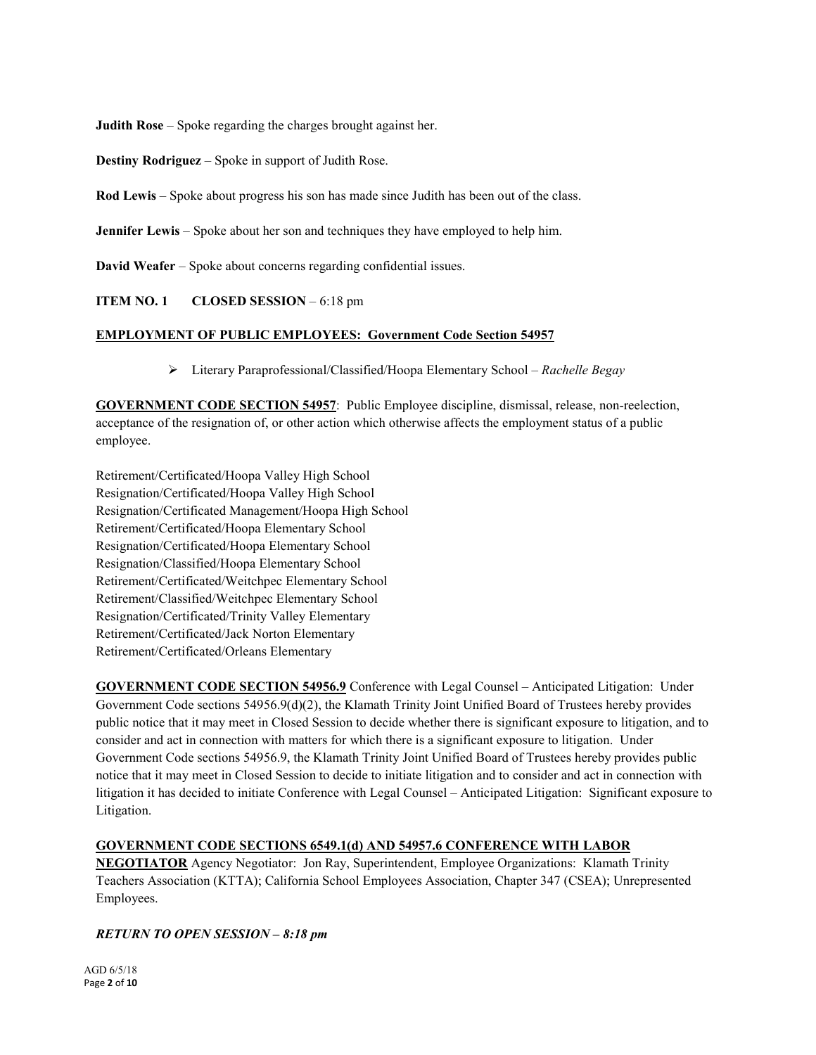**Judith Rose** – Spoke regarding the charges brought against her.

**Destiny Rodriguez** – Spoke in support of Judith Rose.

**Rod Lewis** – Spoke about progress his son has made since Judith has been out of the class.

**Jennifer Lewis** – Spoke about her son and techniques they have employed to help him.

**David Weafer** – Spoke about concerns regarding confidential issues.

**ITEM NO. 1 CLOSED SESSION** – 6:18 pm

**EMPLOYMENT OF PUBLIC EMPLOYEES: Government Code Section 54957**

- Literary Paraprofessional/Classified/Hoopa Elementary School – *Rachelle Begay*

**GOVERNMENT CODE SECTION 54957**: Public Employee discipline, dismissal, release, non-reelection, acceptance of the resignation of, or other action which otherwise affects the employment status of a public employee.

Retirement/Certificated/Hoopa Valley High School
Resignation/Certificated/Hoopa Valley High School
Resignation/Certificated Management/Hoopa High School
Retirement/Certificated/Hoopa Elementary School
Resignation/Certificated/Hoopa Elementary School
Resignation/Classified/Hoopa Elementary School
Retirement/Certificated/Weitchpec Elementary School
Retirement/Classified/Weitchpec Elementary School
Resignation/Certificated/Trinity Valley Elementary
Retirement/Certificated/Jack Norton Elementary
Retirement/Certificated/Orleans Elementary

**GOVERNMENT CODE SECTION 54956.9** Conference with Legal Counsel – Anticipated Litigation: Under Government Code sections 54956.9(d)(2), the Klamath Trinity Joint Unified Board of Trustees hereby provides public notice that it may meet in Closed Session to decide whether there is significant exposure to litigation, and to consider and act in connection with matters for which there is a significant exposure to litigation. Under Government Code sections 54956.9, the Klamath Trinity Joint Unified Board of Trustees hereby provides public notice that it may meet in Closed Session to decide to initiate litigation and to consider and act in connection with litigation it has decided to initiate Conference with Legal Counsel – Anticipated Litigation: Significant exposure to Litigation.

**GOVERNMENT CODE SECTIONS 6549.1(d) AND 54957.6 CONFERENCE WITH LABOR NEGOTIATOR** Agency Negotiator: Jon Ray, Superintendent, Employee Organizations: Klamath Trinity Teachers Association (KTTA); California School Employees Association, Chapter 347 (CSEA); Unrepresented Employees.

***RETURN TO OPEN SESSION – 8:18 pm***

AGD 6/5/18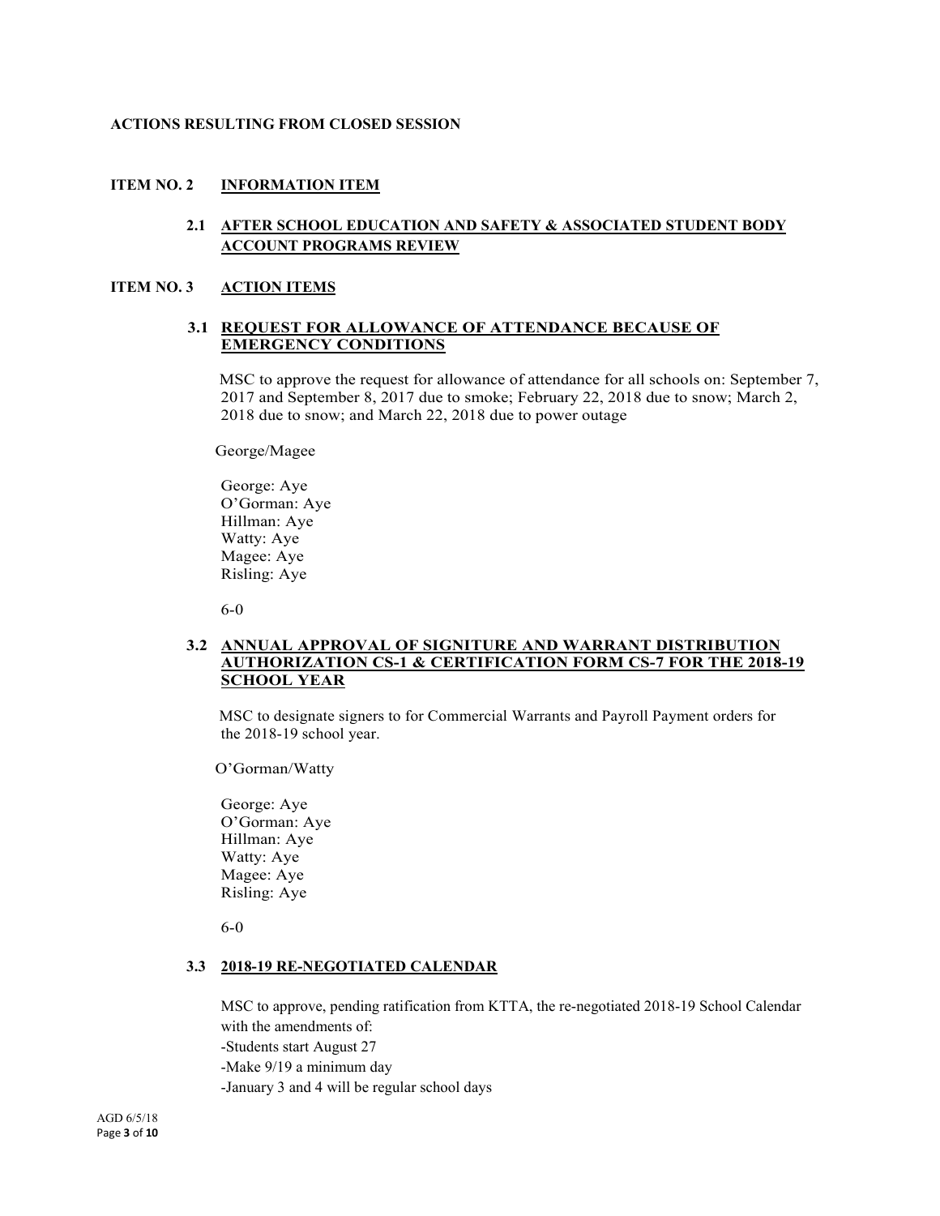**ACTIONS RESULTING FROM CLOSED SESSION**

**ITEM NO. 2 INFORMATION ITEM**

**2.1 AFTER SCHOOL EDUCATION AND SAFETY & ASSOCIATED STUDENT BODY ACCOUNT PROGRAMS REVIEW**

**ITEM NO. 3 ACTION ITEMS**

**3.1 REQUEST FOR ALLOWANCE OF ATTENDANCE BECAUSE OF EMERGENCY CONDITIONS**

MSC to approve the request for allowance of attendance for all schools on: September 7, 2017 and September 8, 2017 due to smoke; February 22, 2018 due to snow; March 2, 2018 due to snow; and March 22, 2018 due to power outage

George/Magee

George: Aye
O'Gorman: Aye
Hillman: Aye
Watty: Aye
Magee: Aye
Risling: Aye

6-0

**3.2 ANNUAL APPROVAL OF SIGNITURE AND WARRANT DISTRIBUTION AUTHORIZATION CS-1 & CERTIFICATION FORM CS-7 FOR THE 2018-19 SCHOOL YEAR**

MSC to designate signers to for Commercial Warrants and Payroll Payment orders for the 2018-19 school year.

O'Gorman/Watty

George: Aye
O'Gorman: Aye
Hillman: Aye
Watty: Aye
Magee: Aye
Risling: Aye

6-0

**3.3 2018-19 RE-NEGOTIATED CALENDAR**

MSC to approve, pending ratification from KTTA, the re-negotiated 2018-19 School Calendar with the amendments of:
-Students start August 27
-Make 9/19 a minimum day
-January 3 and 4 will be regular school days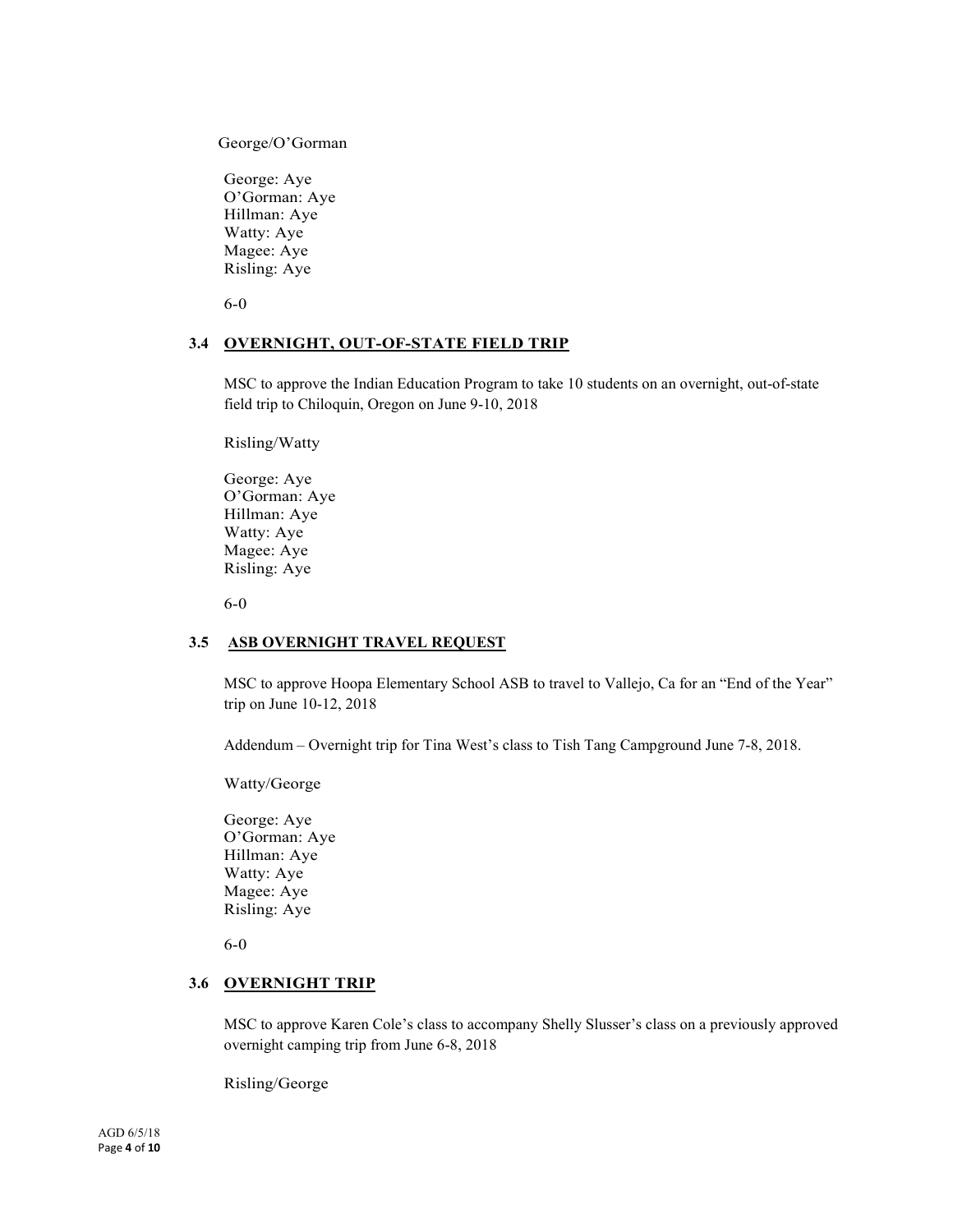George/O'Gorman

George: Aye
O'Gorman: Aye
Hillman: Aye
Watty: Aye
Magee: Aye
Risling: Aye

6-0

### 3.4 OVERNIGHT, OUT-OF-STATE FIELD TRIP

MSC to approve the Indian Education Program to take 10 students on an overnight, out-of-state field trip to Chiloquin, Oregon on June 9-10, 2018

Risling/Watty

George: Aye
O'Gorman: Aye
Hillman: Aye
Watty: Aye
Magee: Aye
Risling: Aye

6-0

### 3.5 ASB OVERNIGHT TRAVEL REQUEST

MSC to approve Hoopa Elementary School ASB to travel to Vallejo, Ca for an "End of the Year" trip on June 10-12, 2018

Addendum – Overnight trip for Tina West's class to Tish Tang Campground June 7-8, 2018.

Watty/George

George: Aye
O'Gorman: Aye
Hillman: Aye
Watty: Aye
Magee: Aye
Risling: Aye

6-0

### 3.6 OVERNIGHT TRIP

MSC to approve Karen Cole's class to accompany Shelly Slusser's class on a previously approved overnight camping trip from June 6-8, 2018

Risling/George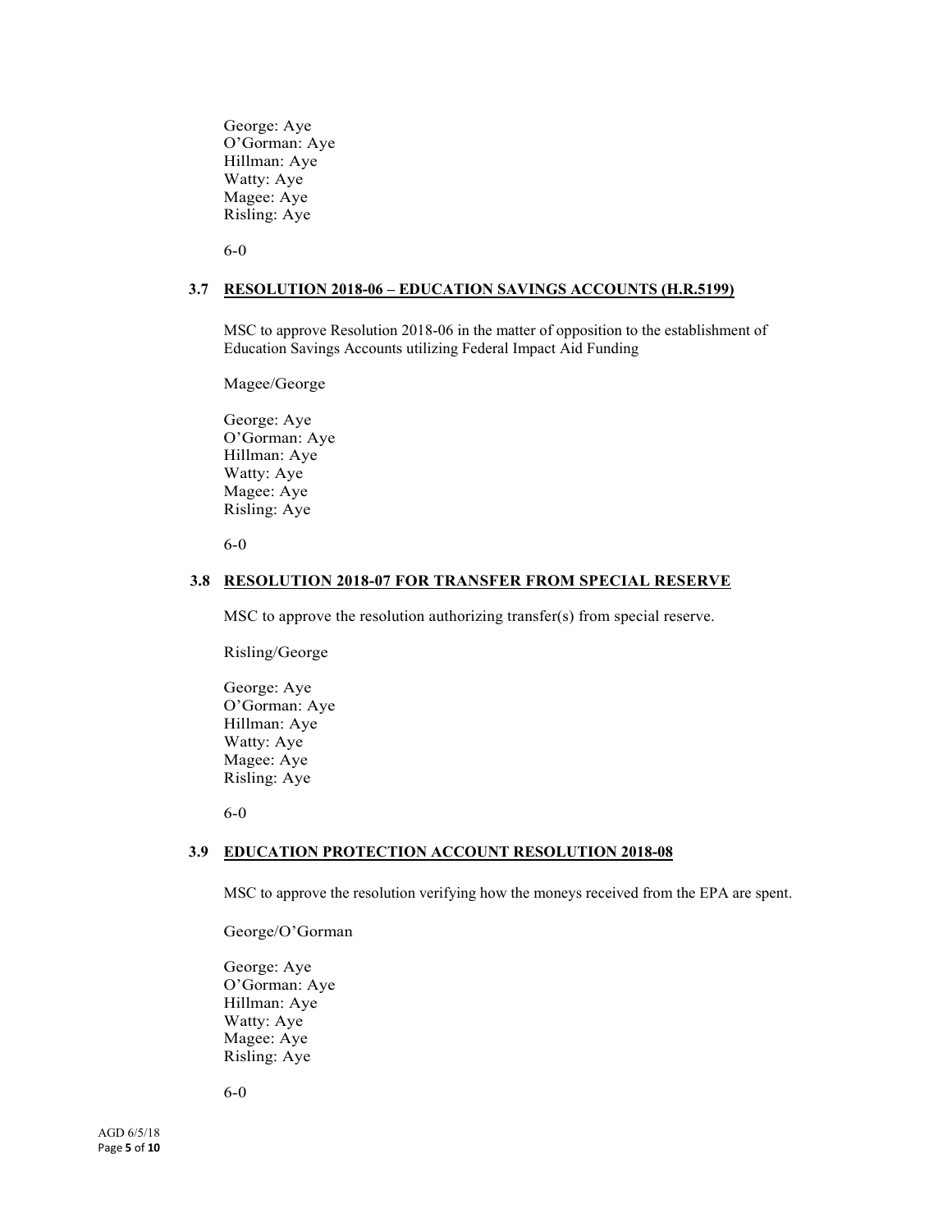George: Aye
O'Gorman: Aye
Hillman: Aye
Watty: Aye
Magee: Aye
Risling: Aye

6-0

### 3.7 RESOLUTION 2018-06 – EDUCATION SAVINGS ACCOUNTS (H.R.5199)

MSC to approve Resolution 2018-06 in the matter of opposition to the establishment of Education Savings Accounts utilizing Federal Impact Aid Funding

Magee/George

George: Aye
O'Gorman: Aye
Hillman: Aye
Watty: Aye
Magee: Aye
Risling: Aye

6-0

### 3.8 RESOLUTION 2018-07 FOR TRANSFER FROM SPECIAL RESERVE

MSC to approve the resolution authorizing transfer(s) from special reserve.

Risling/George

George: Aye
O'Gorman: Aye
Hillman: Aye
Watty: Aye
Magee: Aye
Risling: Aye

6-0

### 3.9 EDUCATION PROTECTION ACCOUNT RESOLUTION 2018-08

MSC to approve the resolution verifying how the moneys received from the EPA are spent.

George/O'Gorman

George: Aye
O'Gorman: Aye
Hillman: Aye
Watty: Aye
Magee: Aye
Risling: Aye

6-0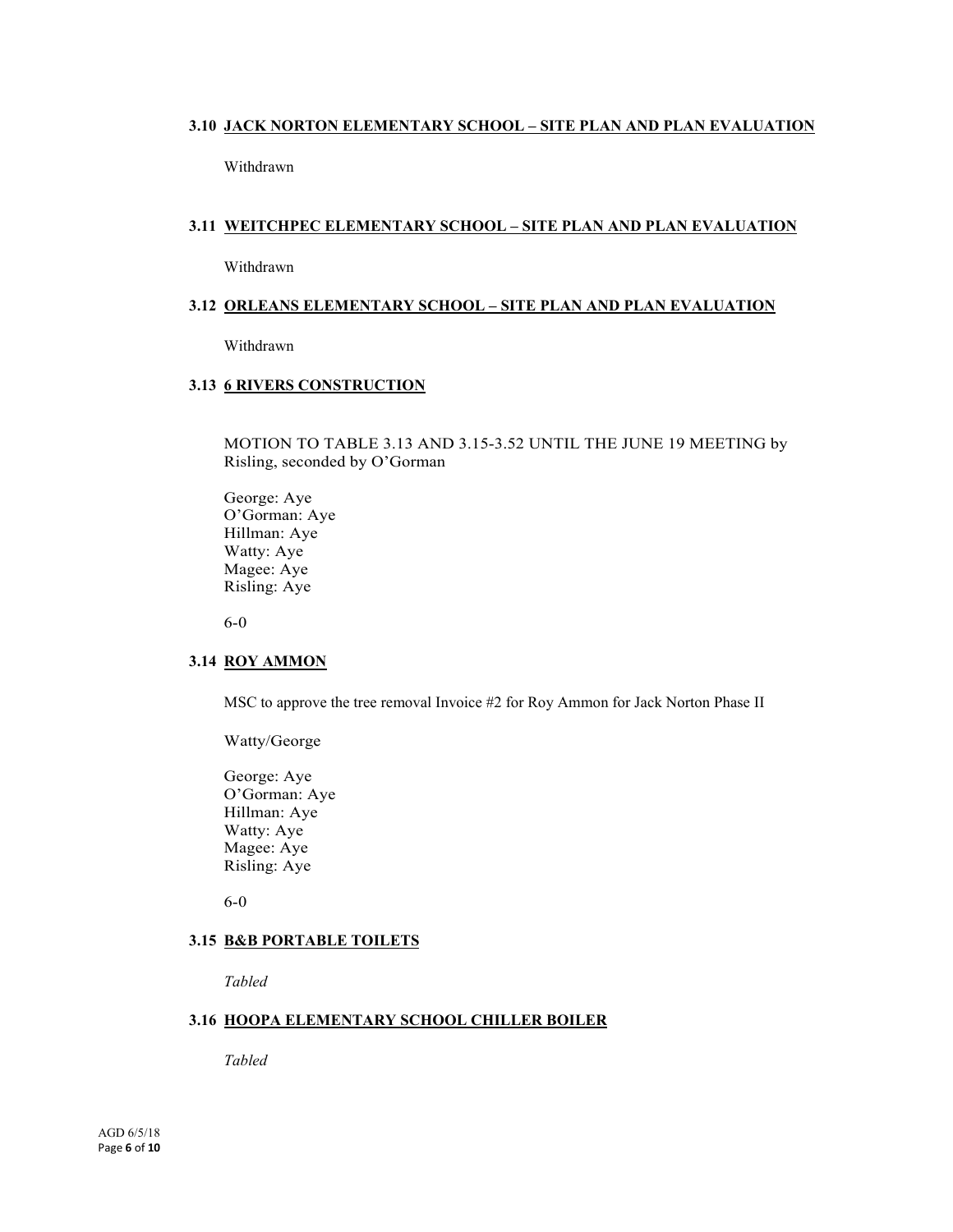### 3.10 JACK NORTON ELEMENTARY SCHOOL – SITE PLAN AND PLAN EVALUATION

Withdrawn

### 3.11 WEITCHPEC ELEMENTARY SCHOOL – SITE PLAN AND PLAN EVALUATION

Withdrawn

### 3.12 ORLEANS ELEMENTARY SCHOOL – SITE PLAN AND PLAN EVALUATION

Withdrawn

### 3.13 6 RIVERS CONSTRUCTION

MOTION TO TABLE 3.13 AND 3.15-3.52 UNTIL THE JUNE 19 MEETING by Risling, seconded by O'Gorman

George: Aye
O'Gorman: Aye
Hillman: Aye
Watty: Aye
Magee: Aye
Risling: Aye

6-0

### 3.14 ROY AMMON

MSC to approve the tree removal Invoice #2 for Roy Ammon for Jack Norton Phase II

Watty/George

George: Aye
O'Gorman: Aye
Hillman: Aye
Watty: Aye
Magee: Aye
Risling: Aye

6-0

### 3.15 B&B PORTABLE TOILETS

*Tabled*

### 3.16 HOOPA ELEMENTARY SCHOOL CHILLER BOILER

*Tabled*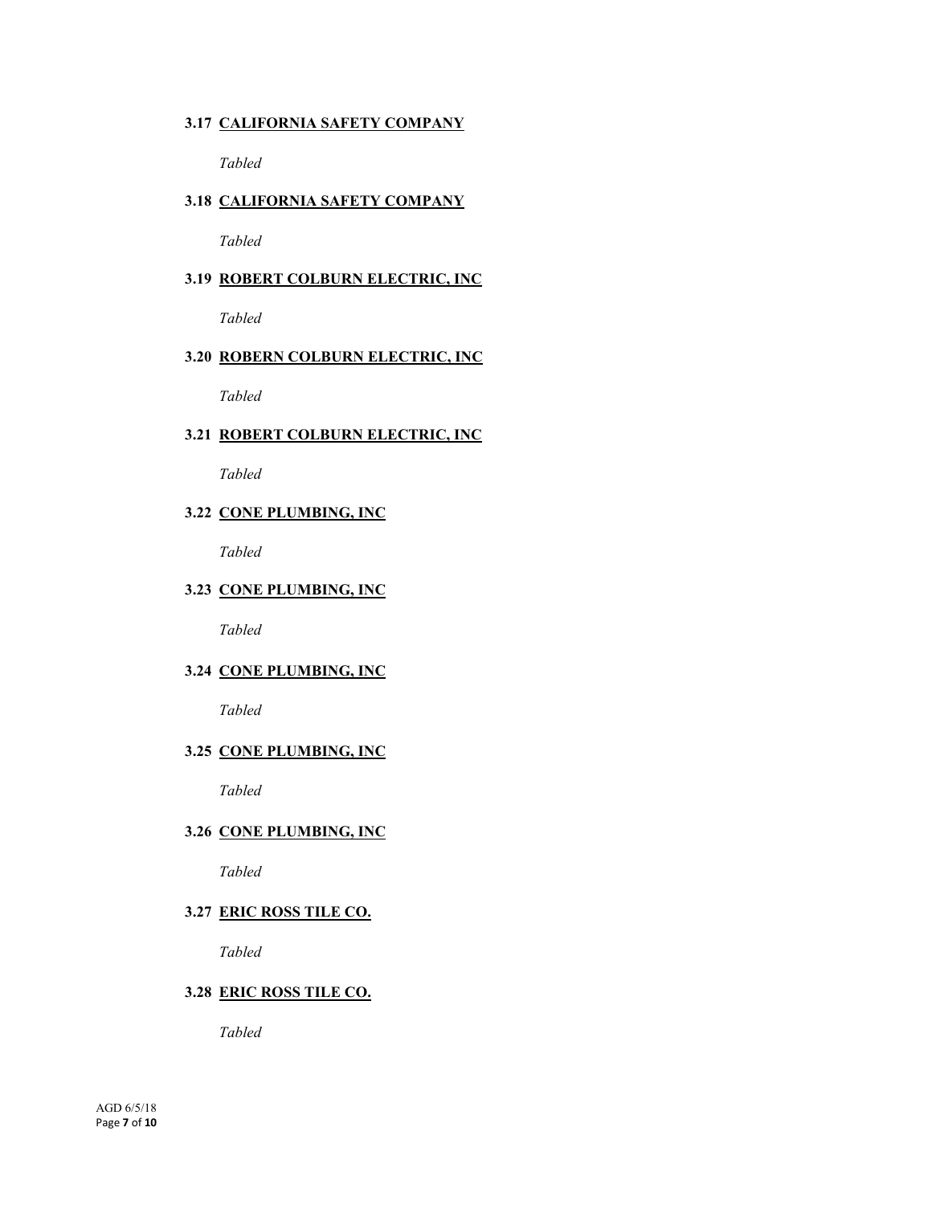**3.17 CALIFORNIA SAFETY COMPANY**

*Tabled*

**3.18 CALIFORNIA SAFETY COMPANY**

*Tabled*

**3.19 ROBERT COLBURN ELECTRIC, INC**

*Tabled*

**3.20 ROBERN COLBURN ELECTRIC, INC**

*Tabled*

**3.21 ROBERT COLBURN ELECTRIC, INC**

*Tabled*

**3.22 CONE PLUMBING, INC**

*Tabled*

**3.23 CONE PLUMBING, INC**

*Tabled*

**3.24 CONE PLUMBING, INC**

*Tabled*

**3.25 CONE PLUMBING, INC**

*Tabled*

**3.26 CONE PLUMBING, INC**

*Tabled*

**3.27 ERIC ROSS TILE CO.**

*Tabled*

**3.28 ERIC ROSS TILE CO.**

*Tabled*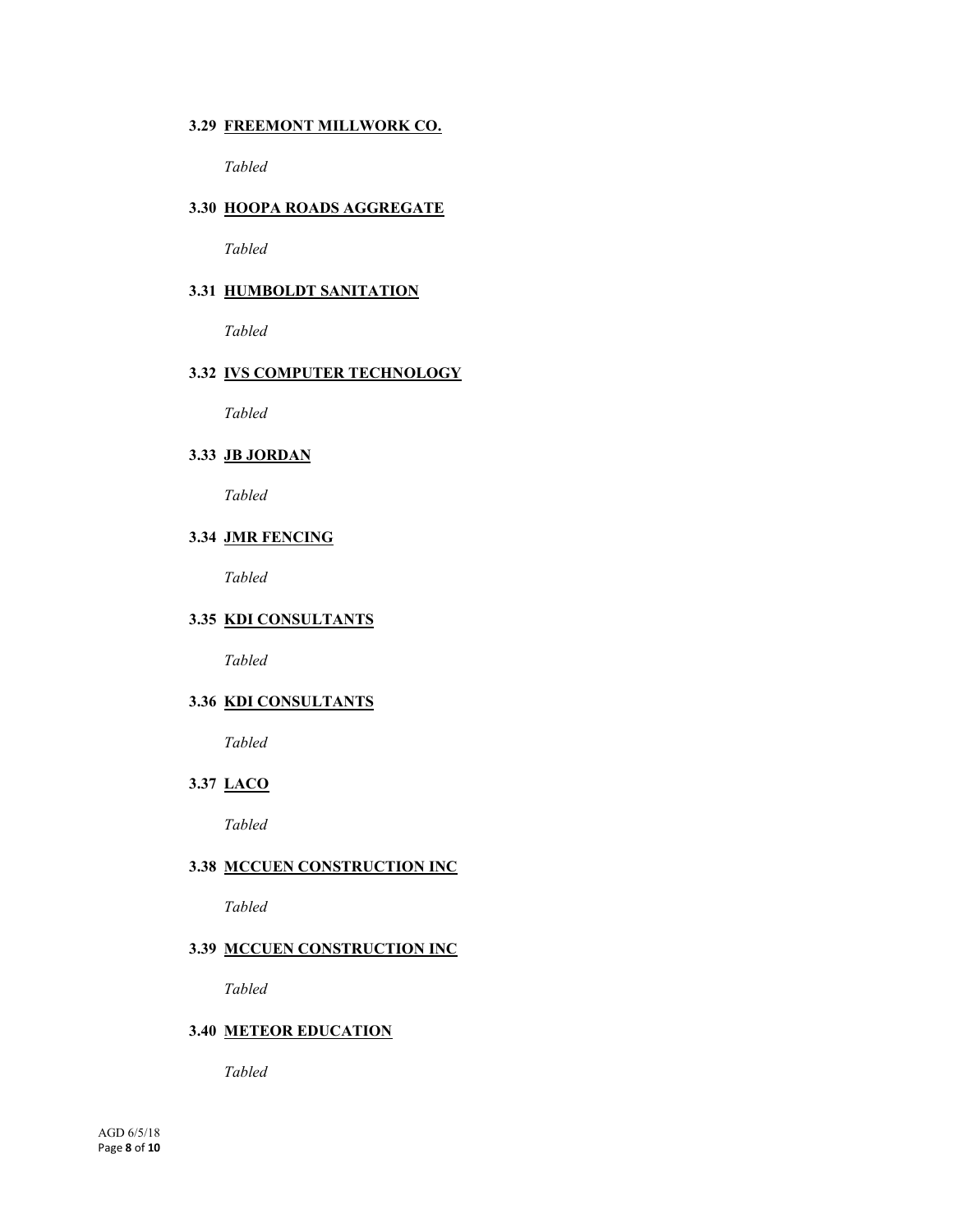**3.29 FREEMONT MILLWORK CO.**

*Tabled*

**3.30 HOOPA ROADS AGGREGATE**

*Tabled*

**3.31 HUMBOLDT SANITATION**

*Tabled*

**3.32 IVS COMPUTER TECHNOLOGY**

*Tabled*

**3.33 JB JORDAN**

*Tabled*

**3.34 JMR FENCING**

*Tabled*

**3.35 KDI CONSULTANTS**

*Tabled*

**3.36 KDI CONSULTANTS**

*Tabled*

**3.37 LACO**

*Tabled*

**3.38 MCCUEN CONSTRUCTION INC**

*Tabled*

**3.39 MCCUEN CONSTRUCTION INC**

*Tabled*

**3.40 METEOR EDUCATION**

*Tabled*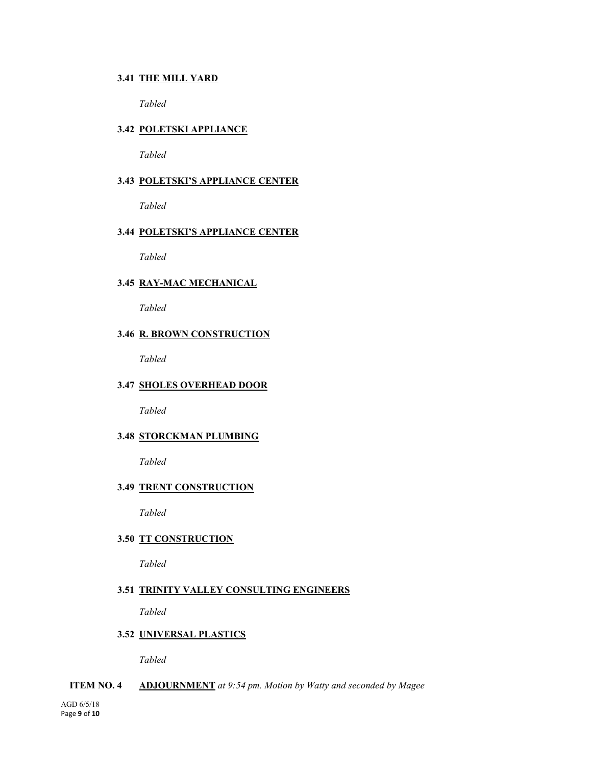**3.41 <u>THE MILL YARD</u>**

*Tabled*

**3.42 <u>POLETSKI APPLIANCE</u>**

*Tabled*

**3.43 <u>POLETSKI'S APPLIANCE CENTER</u>**

*Tabled*

**3.44 <u>POLETSKI'S APPLIANCE CENTER</u>**

*Tabled*

**3.45 <u>RAY-MAC MECHANICAL</u>**

*Tabled*

**3.46 <u>R. BROWN CONSTRUCTION</u>**

*Tabled*

**3.47 <u>SHOLES OVERHEAD DOOR</u>**

*Tabled*

**3.48 <u>STORCKMAN PLUMBING</u>**

*Tabled*

**3.49 <u>TRENT CONSTRUCTION</u>**

*Tabled*

**3.50 <u>TT CONSTRUCTION</u>**

*Tabled*

**3.51 <u>TRINITY VALLEY CONSULTING ENGINEERS</u>**

*Tabled*

**3.52 <u>UNIVERSAL PLASTICS</u>**

*Tabled*

**ITEM NO. 4** **<u>ADJOURNMENT</u>** *at 9:54 pm. Motion by Watty and seconded by Magee*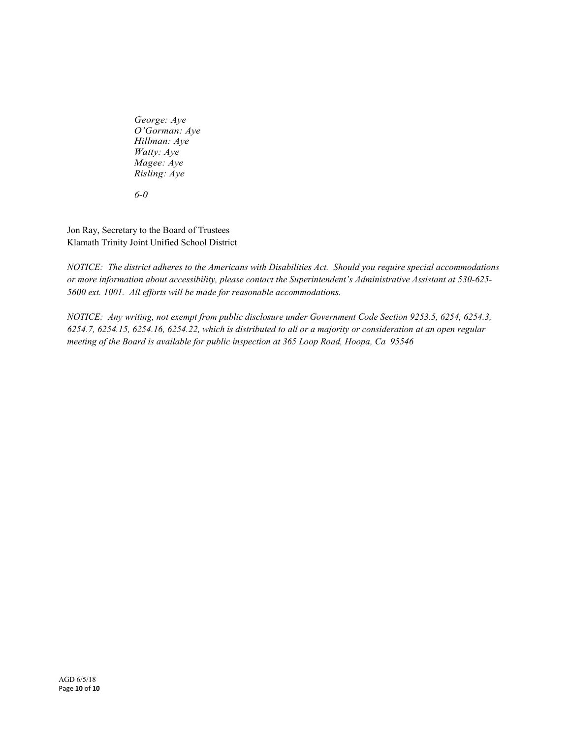*George: Aye*
*O'Gorman: Aye*
*Hillman: Aye*
*Watty: Aye*
*Magee: Aye*
*Risling: Aye*

*6-0*

Jon Ray, Secretary to the Board of Trustees
Klamath Trinity Joint Unified School District

*NOTICE: The district adheres to the Americans with Disabilities Act. Should you require special accommodations or more information about accessibility, please contact the Superintendent's Administrative Assistant at 530-625-5600 ext. 1001. All efforts will be made for reasonable accommodations.*

*NOTICE: Any writing, not exempt from public disclosure under Government Code Section 9253.5, 6254, 6254.3, 6254.7, 6254.15, 6254.16, 6254.22, which is distributed to all or a majority or consideration at an open regular meeting of the Board is available for public inspection at 365 Loop Road, Hoopa, Ca 95546*